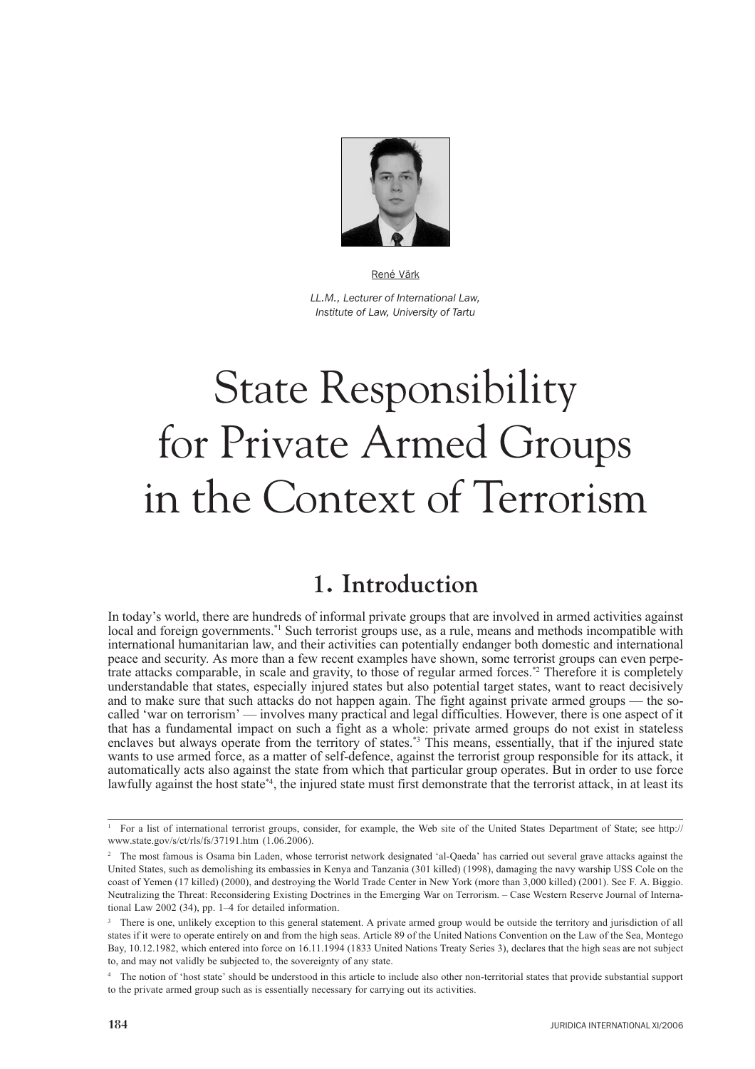René Värk

*LL.M., Lecturer of International Law, Institute of Law, University of Tartu*

# State Responsibility for Private Armed Groups in the Context of Terrorism

## 1. Introduction

In today's world, there are hundreds of informal private groups that are involved in armed activities against local and foreign governments.[*1] Such terrorist groups use, as a rule, means and methods incompatible with international humanitarian law, and their activities can potentially endanger both domestic and international peace and security. As more than a few recent examples have shown, some terrorist groups can even perpetrate attacks comparable, in scale and gravity, to those of regular armed forces.[*2] Therefore it is completely understandable that states, especially injured states but also potential target states, want to react decisively and to make sure that such attacks do not happen again. The fight against private armed groups — the so-called 'war on terrorism' — involves many practical and legal difficulties. However, there is one aspect of it that has a fundamental impact on such a fight as a whole: private armed groups do not exist in stateless enclaves but always operate from the territory of states.[*3] This means, essentially, that if the injured state wants to use armed force, as a matter of self-defence, against the terrorist group responsible for its attack, it automatically acts also against the state from which that particular group operates. But in order to use force lawfully against the host state[*4], the injured state must first demonstrate that the terrorist attack, in at least its

---

[1] For a list of international terrorist groups, consider, for example, the Web site of the United States Department of State; see http://www.state.gov/s/ct/rls/fs/37191.htm (1.06.2006).

[2] The most famous is Osama bin Laden, whose terrorist network designated 'al-Qaeda' has carried out several grave attacks against the United States, such as demolishing its embassies in Kenya and Tanzania (301 killed) (1998), damaging the navy warship USS Cole on the coast of Yemen (17 killed) (2000), and destroying the World Trade Center in New York (more than 3,000 killed) (2001). See F. A. Biggio. Neutralizing the Threat: Reconsidering Existing Doctrines in the Emerging War on Terrorism. – Case Western Reserve Journal of International Law 2002 (34), pp. 1–4 for detailed information.

[3] There is one, unlikely exception to this general statement. A private armed group would be outside the territory and jurisdiction of all states if it were to operate entirely on and from the high seas. Article 89 of the United Nations Convention on the Law of the Sea, Montego Bay, 10.12.1982, which entered into force on 16.11.1994 (1833 United Nations Treaty Series 3), declares that the high seas are not subject to, and may not validly be subjected to, the sovereignty of any state.

[4] The notion of 'host state' should be understood in this article to include also other non-territorial states that provide substantial support to the private armed group such as is essentially necessary for carrying out its activities.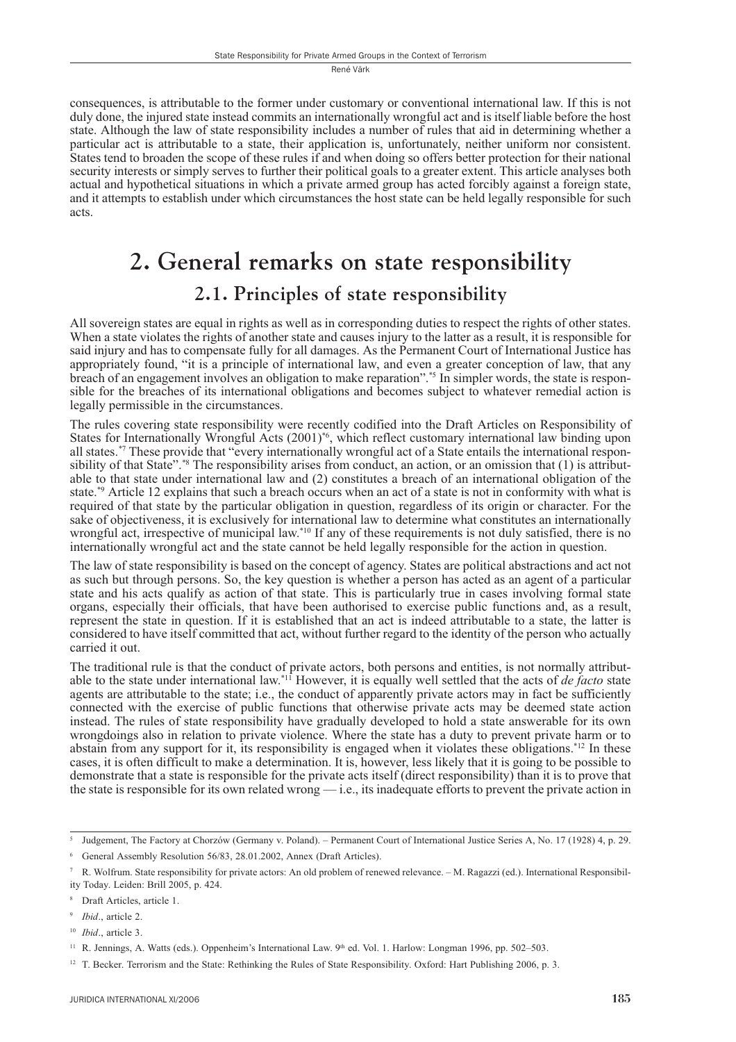consequences, is attributable to the former under customary or conventional international law. If this is not duly done, the injured state instead commits an internationally wrongful act and is itself liable before the host state. Although the law of state responsibility includes a number of rules that aid in determining whether a particular act is attributable to a state, their application is, unfortunately, neither uniform nor consistent. States tend to broaden the scope of these rules if and when doing so offers better protection for their national security interests or simply serves to further their political goals to a greater extent. This article analyses both actual and hypothetical situations in which a private armed group has acted forcibly against a foreign state, and it attempts to establish under which circumstances the host state can be held legally responsible for such acts.

# 2. General remarks on state responsibility

## 2.1. Principles of state responsibility

All sovereign states are equal in rights as well as in corresponding duties to respect the rights of other states. When a state violates the rights of another state and causes injury to the latter as a result, it is responsible for said injury and has to compensate fully for all damages. As the Permanent Court of International Justice has appropriately found, "it is a principle of international law, and even a greater conception of law, that any breach of an engagement involves an obligation to make reparation".[*5] In simpler words, the state is responsible for the breaches of its international obligations and becomes subject to whatever remedial action is legally permissible in the circumstances.

The rules covering state responsibility were recently codified into the Draft Articles on Responsibility of States for Internationally Wrongful Acts (2001)[*6], which reflect customary international law binding upon all states.[*7] These provide that "every internationally wrongful act of a State entails the international responsibility of that State".[*8] The responsibility arises from conduct, an action, or an omission that (1) is attributable to that state under international law and (2) constitutes a breach of an international obligation of the state.[*9] Article 12 explains that such a breach occurs when an act of a state is not in conformity with what is required of that state by the particular obligation in question, regardless of its origin or character. For the sake of objectiveness, it is exclusively for international law to determine what constitutes an internationally wrongful act, irrespective of municipal law.[*10] If any of these requirements is not duly satisfied, there is no internationally wrongful act and the state cannot be held legally responsible for the action in question.

The law of state responsibility is based on the concept of agency. States are political abstractions and act not as such but through persons. So, the key question is whether a person has acted as an agent of a particular state and his acts qualify as action of that state. This is particularly true in cases involving formal state organs, especially their officials, that have been authorised to exercise public functions and, as a result, represent the state in question. If it is established that an act is indeed attributable to a state, the latter is considered to have itself committed that act, without further regard to the identity of the person who actually carried it out.

The traditional rule is that the conduct of private actors, both persons and entities, is not normally attributable to the state under international law.[*11] However, it is equally well settled that the acts of *de facto* state agents are attributable to the state; i.e., the conduct of apparently private actors may in fact be sufficiently connected with the exercise of public functions that otherwise private acts may be deemed state action instead. The rules of state responsibility have gradually developed to hold a state answerable for its own wrongdoings also in relation to private violence. Where the state has a duty to prevent private harm or to abstain from any support for it, its responsibility is engaged when it violates these obligations.[*12] In these cases, it is often difficult to make a determination. It is, however, less likely that it is going to be possible to demonstrate that a state is responsible for the private acts itself (direct responsibility) than it is to prove that the state is responsible for its own related wrong — i.e., its inadequate efforts to prevent the private action in

---

[5] Judgement, The Factory at Chorzów (Germany v. Poland). – Permanent Court of International Justice Series A, No. 17 (1928) 4, p. 29.

[6] General Assembly Resolution 56/83, 28.01.2002, Annex (Draft Articles).

[7] R. Wolfrum. State responsibility for private actors: An old problem of renewed relevance. – M. Ragazzi (ed.). International Responsibility Today. Leiden: Brill 2005, p. 424.

[8] Draft Articles, article 1.

[9] *Ibid*., article 2.

[10] *Ibid*., article 3.

[11] R. Jennings, A. Watts (eds.). Oppenheim's International Law. 9th ed. Vol. 1. Harlow: Longman 1996, pp. 502–503.

[12] T. Becker. Terrorism and the State: Rethinking the Rules of State Responsibility. Oxford: Hart Publishing 2006, p. 3.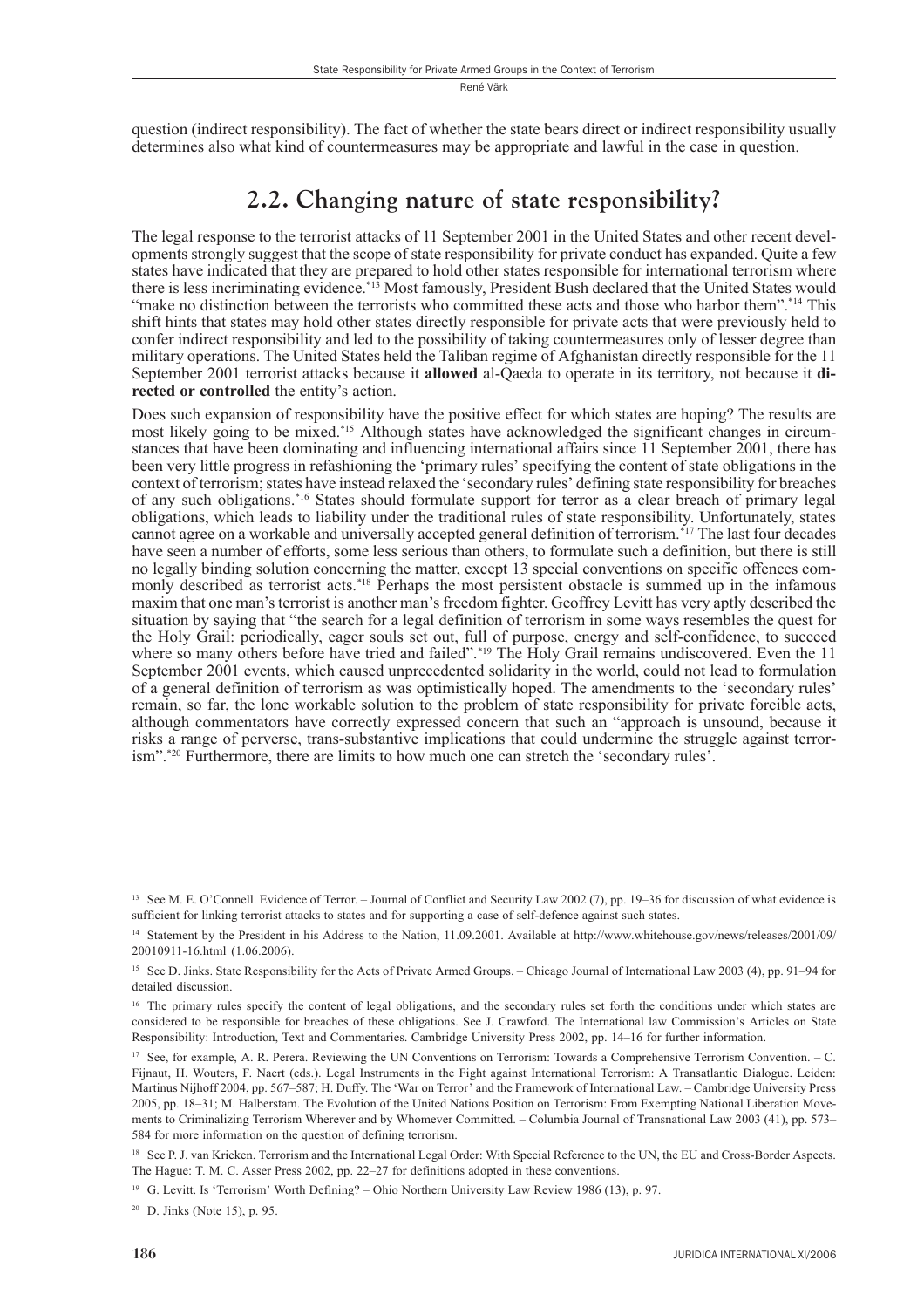question (indirect responsibility). The fact of whether the state bears direct or indirect responsibility usually determines also what kind of countermeasures may be appropriate and lawful in the case in question.

## 2.2. Changing nature of state responsibility?

The legal response to the terrorist attacks of 11 September 2001 in the United States and other recent developments strongly suggest that the scope of state responsibility for private conduct has expanded. Quite a few states have indicated that they are prepared to hold other states responsible for international terrorism where there is less incriminating evidence.*[13] Most famously, President Bush declared that the United States would "make no distinction between the terrorists who committed these acts and those who harbor them".*[14] This shift hints that states may hold other states directly responsible for private acts that were previously held to confer indirect responsibility and led to the possibility of taking countermeasures only of lesser degree than military operations. The United States held the Taliban regime of Afghanistan directly responsible for the 11 September 2001 terrorist attacks because it **allowed** al-Qaeda to operate in its territory, not because it **directed or controlled** the entity's action.

Does such expansion of responsibility have the positive effect for which states are hoping? The results are most likely going to be mixed.*[15] Although states have acknowledged the significant changes in circumstances that have been dominating and influencing international affairs since 11 September 2001, there has been very little progress in refashioning the 'primary rules' specifying the content of state obligations in the context of terrorism; states have instead relaxed the 'secondary rules' defining state responsibility for breaches of any such obligations.*[16] States should formulate support for terror as a clear breach of primary legal obligations, which leads to liability under the traditional rules of state responsibility. Unfortunately, states cannot agree on a workable and universally accepted general definition of terrorism.*[17] The last four decades have seen a number of efforts, some less serious than others, to formulate such a definition, but there is still no legally binding solution concerning the matter, except 13 special conventions on specific offences commonly described as terrorist acts.*[18] Perhaps the most persistent obstacle is summed up in the infamous maxim that one man's terrorist is another man's freedom fighter. Geoffrey Levitt has very aptly described the situation by saying that "the search for a legal definition of terrorism in some ways resembles the quest for the Holy Grail: periodically, eager souls set out, full of purpose, energy and self-confidence, to succeed where so many others before have tried and failed".*[19] The Holy Grail remains undiscovered. Even the 11 September 2001 events, which caused unprecedented solidarity in the world, could not lead to formulation of a general definition of terrorism as was optimistically hoped. The amendments to the 'secondary rules' remain, so far, the lone workable solution to the problem of state responsibility for private forcible acts, although commentators have correctly expressed concern that such an "approach is unsound, because it risks a range of perverse, trans-substantive implications that could undermine the struggle against terrorism".*[20] Furthermore, there are limits to how much one can stretch the 'secondary rules'.

---

[13] See M. E. O'Connell. Evidence of Terror. – Journal of Conflict and Security Law 2002 (7), pp. 19–36 for discussion of what evidence is sufficient for linking terrorist attacks to states and for supporting a case of self-defence against such states.

[14] Statement by the President in his Address to the Nation, 11.09.2001. Available at http://www.whitehouse.gov/news/releases/2001/09/20010911-16.html (1.06.2006).

[15] See D. Jinks. State Responsibility for the Acts of Private Armed Groups. – Chicago Journal of International Law 2003 (4), pp. 91–94 for detailed discussion.

[16] The primary rules specify the content of legal obligations, and the secondary rules set forth the conditions under which states are considered to be responsible for breaches of these obligations. See J. Crawford. The International law Commission's Articles on State Responsibility: Introduction, Text and Commentaries. Cambridge University Press 2002, pp. 14–16 for further information.

[17] See, for example, A. R. Perera. Reviewing the UN Conventions on Terrorism: Towards a Comprehensive Terrorism Convention. – C. Fijnaut, H. Wouters, F. Naert (eds.). Legal Instruments in the Fight against International Terrorism: A Transatlantic Dialogue. Leiden: Martinus Nijhoff 2004, pp. 567–587; H. Duffy. The 'War on Terror' and the Framework of International Law. – Cambridge University Press 2005, pp. 18–31; M. Halberstam. The Evolution of the United Nations Position on Terrorism: From Exempting National Liberation Movements to Criminalizing Terrorism Wherever and by Whomever Committed. – Columbia Journal of Transnational Law 2003 (41), pp. 573–584 for more information on the question of defining terrorism.

[18] See P. J. van Krieken. Terrorism and the International Legal Order: With Special Reference to the UN, the EU and Cross-Border Aspects. The Hague: T. M. C. Asser Press 2002, pp. 22–27 for definitions adopted in these conventions.

[19] G. Levitt. Is 'Terrorism' Worth Defining? – Ohio Northern University Law Review 1986 (13), p. 97.

[20] D. Jinks (Note 15), p. 95.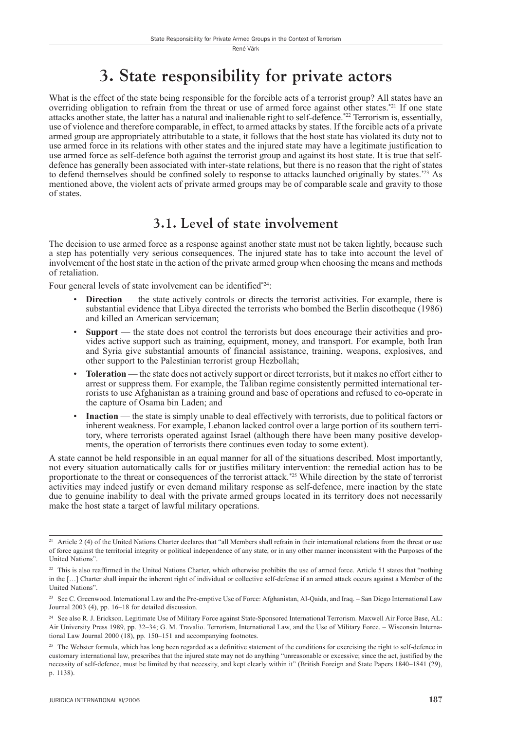# 3. State responsibility for private actors

What is the effect of the state being responsible for the forcible acts of a terrorist group? All states have an overriding obligation to refrain from the threat or use of armed force against other states.[*21] If one state attacks another state, the latter has a natural and inalienable right to self-defence.[*22] Terrorism is, essentially, use of violence and therefore comparable, in effect, to armed attacks by states. If the forcible acts of a private armed group are appropriately attributable to a state, it follows that the host state has violated its duty not to use armed force in its relations with other states and the injured state may have a legitimate justification to use armed force as self-defence both against the terrorist group and against its host state. It is true that self-defence has generally been associated with inter-state relations, but there is no reason that the right of states to defend themselves should be confined solely to response to attacks launched originally by states.[*23] As mentioned above, the violent acts of private armed groups may be of comparable scale and gravity to those of states.

## 3.1. Level of state involvement

The decision to use armed force as a response against another state must not be taken lightly, because such a step has potentially very serious consequences. The injured state has to take into account the level of involvement of the host state in the action of the private armed group when choosing the means and methods of retaliation.

Four general levels of state involvement can be identified[*24]:

- **Direction** — the state actively controls or directs the terrorist activities. For example, there is substantial evidence that Libya directed the terrorists who bombed the Berlin discotheque (1986) and killed an American serviceman;
- **Support** — the state does not control the terrorists but does encourage their activities and provides active support such as training, equipment, money, and transport. For example, both Iran and Syria give substantial amounts of financial assistance, training, weapons, explosives, and other support to the Palestinian terrorist group Hezbollah;
- **Toleration** — the state does not actively support or direct terrorists, but it makes no effort either to arrest or suppress them. For example, the Taliban regime consistently permitted international terrorists to use Afghanistan as a training ground and base of operations and refused to co-operate in the capture of Osama bin Laden; and
- **Inaction** — the state is simply unable to deal effectively with terrorists, due to political factors or inherent weakness. For example, Lebanon lacked control over a large portion of its southern territory, where terrorists operated against Israel (although there have been many positive developments, the operation of terrorists there continues even today to some extent).

A state cannot be held responsible in an equal manner for all of the situations described. Most importantly, not every situation automatically calls for or justifies military intervention: the remedial action has to be proportionate to the threat or consequences of the terrorist attack.[*25] While direction by the state of terrorist activities may indeed justify or even demand military response as self-defence, mere inaction by the state due to genuine inability to deal with the private armed groups located in its territory does not necessarily make the host state a target of lawful military operations.

---

[21] Article 2 (4) of the United Nations Charter declares that "all Members shall refrain in their international relations from the threat or use of force against the territorial integrity or political independence of any state, or in any other manner inconsistent with the Purposes of the United Nations".

[22] This is also reaffirmed in the United Nations Charter, which otherwise prohibits the use of armed force. Article 51 states that "nothing in the […] Charter shall impair the inherent right of individual or collective self-defense if an armed attack occurs against a Member of the United Nations".

[23] See C. Greenwood. International Law and the Pre-emptive Use of Force: Afghanistan, Al-Qaida, and Iraq. – San Diego International Law Journal 2003 (4), pp. 16–18 for detailed discussion.

[24] See also R. J. Erickson. Legitimate Use of Military Force against State-Sponsored International Terrorism. Maxwell Air Force Base, AL: Air University Press 1989, pp. 32–34; G. M. Travalio. Terrorism, International Law, and the Use of Military Force. – Wisconsin International Law Journal 2000 (18), pp. 150–151 and accompanying footnotes.

[25] The Webster formula, which has long been regarded as a definitive statement of the conditions for exercising the right to self-defence in customary international law, prescribes that the injured state may not do anything "unreasonable or excessive; since the act, justified by the necessity of self-defence, must be limited by that necessity, and kept clearly within it" (British Foreign and State Papers 1840–1841 (29), p. 1138).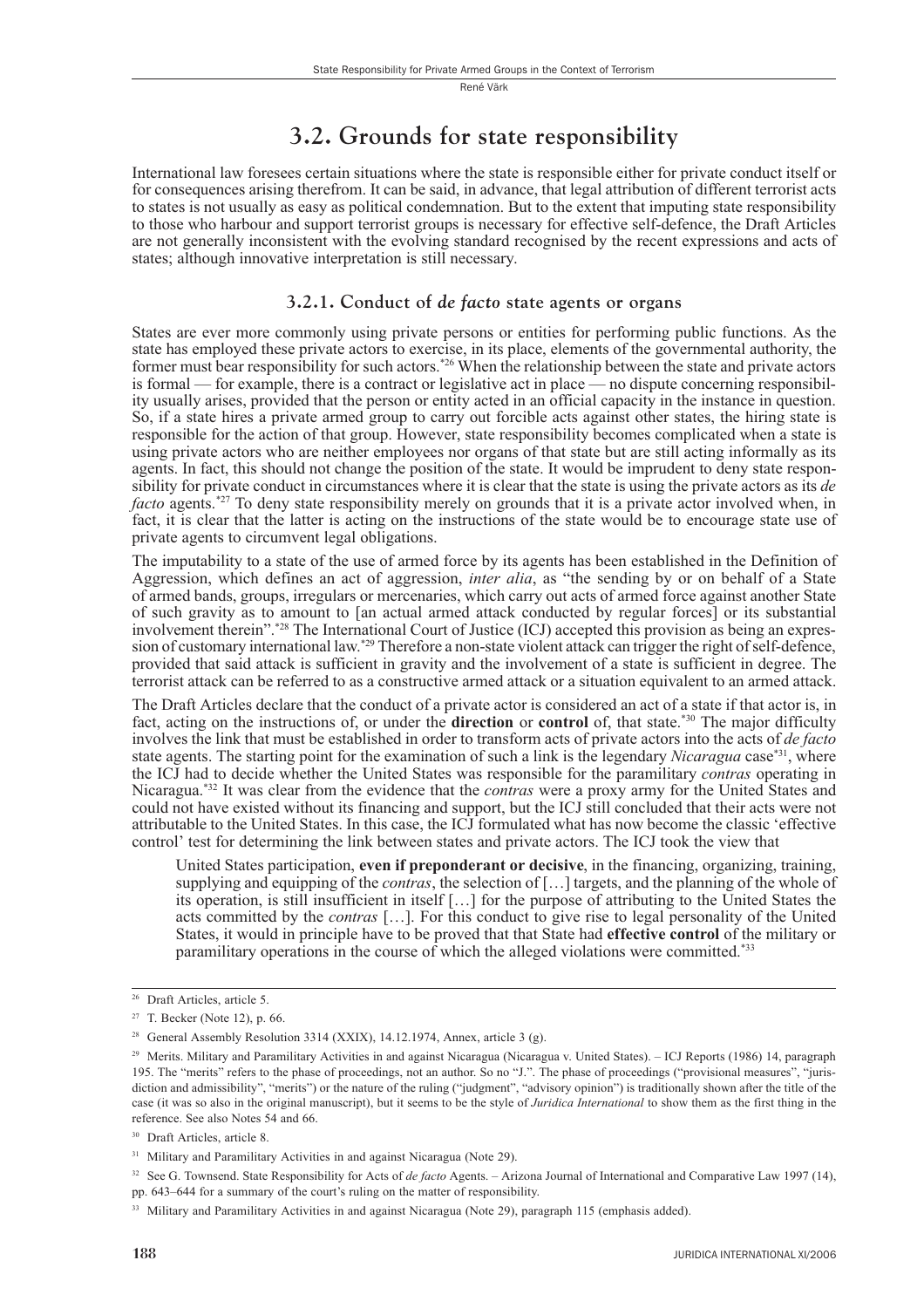## 3.2. Grounds for state responsibility

International law foresees certain situations where the state is responsible either for private conduct itself or for consequences arising therefrom. It can be said, in advance, that legal attribution of different terrorist acts to states is not usually as easy as political condemnation. But to the extent that imputing state responsibility to those who harbour and support terrorist groups is necessary for effective self-defence, the Draft Articles are not generally inconsistent with the evolving standard recognised by the recent expressions and acts of states; although innovative interpretation is still necessary.

### 3.2.1. Conduct of *de facto* state agents or organs

States are ever more commonly using private persons or entities for performing public functions. As the state has employed these private actors to exercise, in its place, elements of the governmental authority, the former must bear responsibility for such actors.[*26] When the relationship between the state and private actors is formal — for example, there is a contract or legislative act in place — no dispute concerning responsibility usually arises, provided that the person or entity acted in an official capacity in the instance in question. So, if a state hires a private armed group to carry out forcible acts against other states, the hiring state is responsible for the action of that group. However, state responsibility becomes complicated when a state is using private actors who are neither employees nor organs of that state but are still acting informally as its agents. In fact, this should not change the position of the state. It would be imprudent to deny state responsibility for private conduct in circumstances where it is clear that the state is using the private actors as its *de facto* agents.[*27] To deny state responsibility merely on grounds that it is a private actor involved when, in fact, it is clear that the latter is acting on the instructions of the state would be to encourage state use of private agents to circumvent legal obligations.

The imputability to a state of the use of armed force by its agents has been established in the Definition of Aggression, which defines an act of aggression, *inter alia*, as "the sending by or on behalf of a State of armed bands, groups, irregulars or mercenaries, which carry out acts of armed force against another State of such gravity as to amount to [an actual armed attack conducted by regular forces] or its substantial involvement therein".[*28] The International Court of Justice (ICJ) accepted this provision as being an expression of customary international law.[*29] Therefore a non-state violent attack can trigger the right of self-defence, provided that said attack is sufficient in gravity and the involvement of a state is sufficient in degree. The terrorist attack can be referred to as a constructive armed attack or a situation equivalent to an armed attack.

The Draft Articles declare that the conduct of a private actor is considered an act of a state if that actor is, in fact, acting on the instructions of, or under the **direction** or **control** of, that state.[*30] The major difficulty involves the link that must be established in order to transform acts of private actors into the acts of *de facto* state agents. The starting point for the examination of such a link is the legendary *Nicaragua* case[*31], where the ICJ had to decide whether the United States was responsible for the paramilitary *contras* operating in Nicaragua.[*32] It was clear from the evidence that the *contras* were a proxy army for the United States and could not have existed without its financing and support, but the ICJ still concluded that their acts were not attributable to the United States. In this case, the ICJ formulated what has now become the classic 'effective control' test for determining the link between states and private actors. The ICJ took the view that

> United States participation, **even if preponderant or decisive**, in the financing, organizing, training, supplying and equipping of the *contras*, the selection of […] targets, and the planning of the whole of its operation, is still insufficient in itself […] for the purpose of attributing to the United States the acts committed by the *contras* […]. For this conduct to give rise to legal personality of the United States, it would in principle have to be proved that that State had **effective control** of the military or paramilitary operations in the course of which the alleged violations were committed.[*33]

---

[26] Draft Articles, article 5.

[27] T. Becker (Note 12), p. 66.

[28] General Assembly Resolution 3314 (XXIX), 14.12.1974, Annex, article 3 (g).

[29] Merits. Military and Paramilitary Activities in and against Nicaragua (Nicaragua v. United States). – ICJ Reports (1986) 14, paragraph 195. The "merits" refers to the phase of proceedings, not an author. So no "J.". The phase of proceedings ("provisional measures", "jurisdiction and admissibility", "merits") or the nature of the ruling ("judgment", "advisory opinion") is traditionally shown after the title of the case (it was so also in the original manuscript), but it seems to be the style of *Juridica International* to show them as the first thing in the reference. See also Notes 54 and 66.

[30] Draft Articles, article 8.

[31] Military and Paramilitary Activities in and against Nicaragua (Note 29).

[32] See G. Townsend. State Responsibility for Acts of *de facto* Agents. – Arizona Journal of International and Comparative Law 1997 (14), pp. 643–644 for a summary of the court's ruling on the matter of responsibility.

[33] Military and Paramilitary Activities in and against Nicaragua (Note 29), paragraph 115 (emphasis added).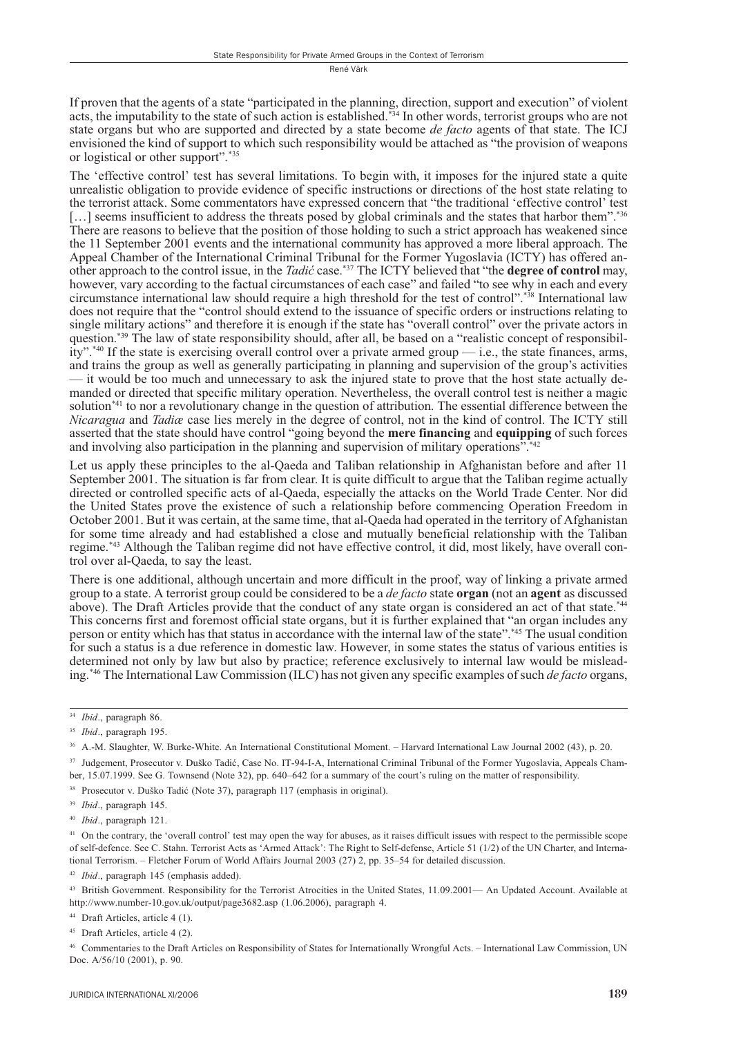If proven that the agents of a state "participated in the planning, direction, support and execution" of violent acts, the imputability to the state of such action is established.[34] In other words, terrorist groups who are not state organs but who are supported and directed by a state become *de facto* agents of that state. The ICJ envisioned the kind of support to which such responsibility would be attached as "the provision of weapons or logistical or other support".[35]

The 'effective control' test has several limitations. To begin with, it imposes for the injured state a quite unrealistic obligation to provide evidence of specific instructions or directions of the host state relating to the terrorist attack. Some commentators have expressed concern that "the traditional 'effective control' test […] seems insufficient to address the threats posed by global criminals and the states that harbor them".[36] There are reasons to believe that the position of those holding to such a strict approach has weakened since the 11 September 2001 events and the international community has approved a more liberal approach. The Appeal Chamber of the International Criminal Tribunal for the Former Yugoslavia (ICTY) has offered another approach to the control issue, in the *Tadić* case.[37] The ICTY believed that "the **degree of control** may, however, vary according to the factual circumstances of each case" and failed "to see why in each and every circumstance international law should require a high threshold for the test of control".[38] International law does not require that the "control should extend to the issuance of specific orders or instructions relating to single military actions" and therefore it is enough if the state has "overall control" over the private actors in question.[39] The law of state responsibility should, after all, be based on a "realistic concept of responsibility".[40] If the state is exercising overall control over a private armed group — i.e., the state finances, arms, and trains the group as well as generally participating in planning and supervision of the group's activities — it would be too much and unnecessary to ask the injured state to prove that the host state actually demanded or directed that specific military operation. Nevertheless, the overall control test is neither a magic solution[41] to nor a revolutionary change in the question of attribution. The essential difference between the *Nicaragua* and *Tadiæ* case lies merely in the degree of control, not in the kind of control. The ICTY still asserted that the state should have control "going beyond the **mere financing** and **equipping** of such forces and involving also participation in the planning and supervision of military operations".[42]

Let us apply these principles to the al-Qaeda and Taliban relationship in Afghanistan before and after 11 September 2001. The situation is far from clear. It is quite difficult to argue that the Taliban regime actually directed or controlled specific acts of al-Qaeda, especially the attacks on the World Trade Center. Nor did the United States prove the existence of such a relationship before commencing Operation Freedom in October 2001. But it was certain, at the same time, that al-Qaeda had operated in the territory of Afghanistan for some time already and had established a close and mutually beneficial relationship with the Taliban regime.[43] Although the Taliban regime did not have effective control, it did, most likely, have overall control over al-Qaeda, to say the least.

There is one additional, although uncertain and more difficult in the proof, way of linking a private armed group to a state. A terrorist group could be considered to be a *de facto* state **organ** (not an **agent** as discussed above). The Draft Articles provide that the conduct of any state organ is considered an act of that state.[44] This concerns first and foremost official state organs, but it is further explained that "an organ includes any person or entity which has that status in accordance with the internal law of the state".[45] The usual condition for such a status is a due reference in domestic law. However, in some states the status of various entities is determined not only by law but also by practice; reference exclusively to internal law would be misleading.[46] The International Law Commission (ILC) has not given any specific examples of such *de facto* organs,

---

[34] *Ibid*., paragraph 86.

[35] *Ibid*., paragraph 195.

[36] A.-M. Slaughter, W. Burke-White. An International Constitutional Moment. – Harvard International Law Journal 2002 (43), p. 20.

[37] Judgement, Prosecutor v. Duško Tadić, Case No. IT-94-I-A, International Criminal Tribunal of the Former Yugoslavia, Appeals Chamber, 15.07.1999. See G. Townsend (Note 32), pp. 640–642 for a summary of the court's ruling on the matter of responsibility.

[38] Prosecutor v. Duško Tadić (Note 37), paragraph 117 (emphasis in original).

[39] *Ibid*., paragraph 145.

[40] *Ibid*., paragraph 121.

[41] On the contrary, the 'overall control' test may open the way for abuses, as it raises difficult issues with respect to the permissible scope of self-defence. See C. Stahn. Terrorist Acts as 'Armed Attack': The Right to Self-defense, Article 51 (1/2) of the UN Charter, and International Terrorism. – Fletcher Forum of World Affairs Journal 2003 (27) 2, pp. 35–54 for detailed discussion.

[42] *Ibid*., paragraph 145 (emphasis added).

[43] British Government. Responsibility for the Terrorist Atrocities in the United States, 11.09.2001— An Updated Account. Available at http://www.number-10.gov.uk/output/page3682.asp (1.06.2006), paragraph 4.

[44] Draft Articles, article 4 (1).

[45] Draft Articles, article 4 (2).

[46] Commentaries to the Draft Articles on Responsibility of States for Internationally Wrongful Acts. – International Law Commission, UN Doc. A/56/10 (2001), p. 90.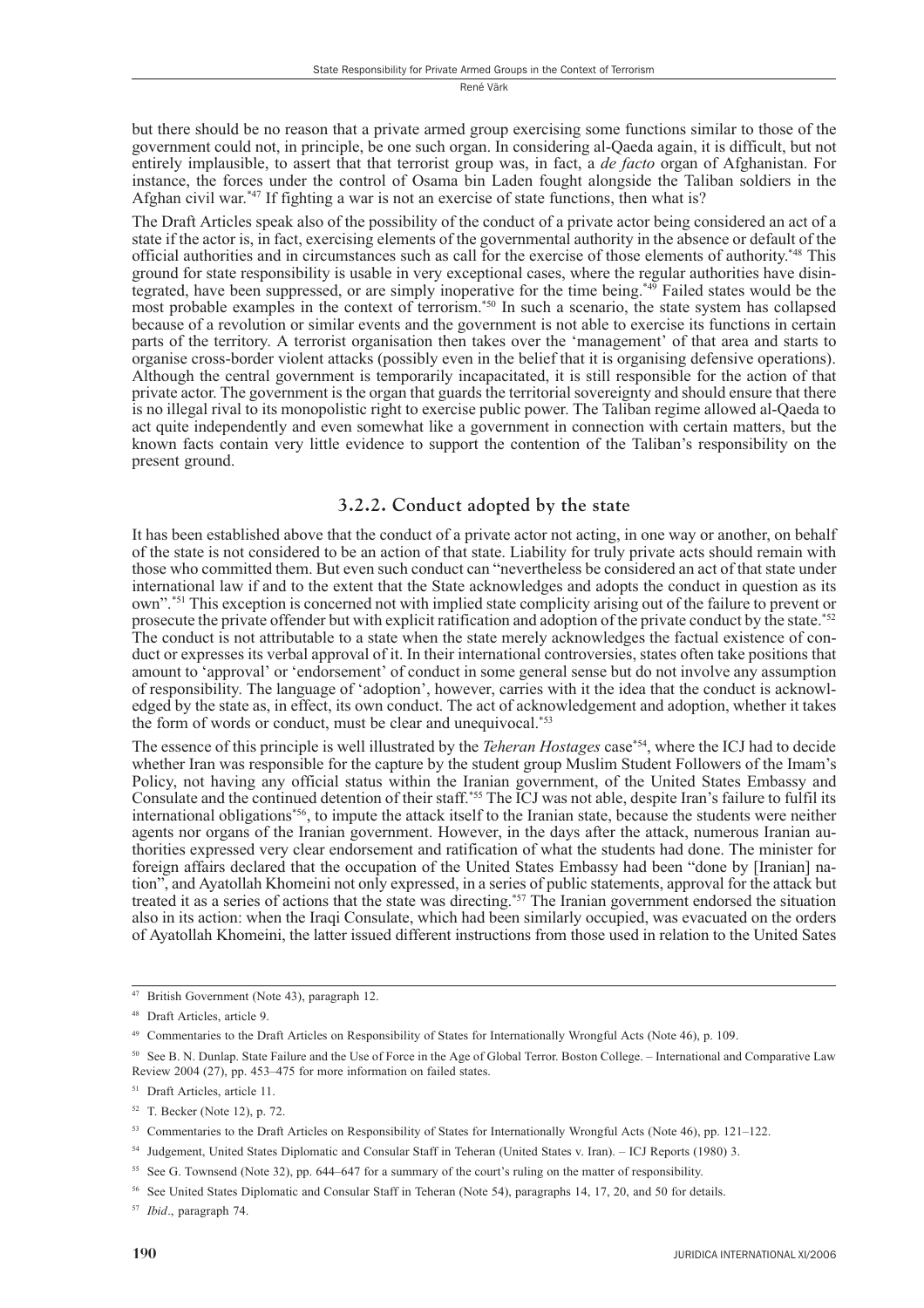but there should be no reason that a private armed group exercising some functions similar to those of the government could not, in principle, be one such organ. In considering al-Qaeda again, it is difficult, but not entirely implausible, to assert that that terrorist group was, in fact, a *de facto* organ of Afghanistan. For instance, the forces under the control of Osama bin Laden fought alongside the Taliban soldiers in the Afghan civil war.[*47] If fighting a war is not an exercise of state functions, then what is?

The Draft Articles speak also of the possibility of the conduct of a private actor being considered an act of a state if the actor is, in fact, exercising elements of the governmental authority in the absence or default of the official authorities and in circumstances such as call for the exercise of those elements of authority.[*48] This ground for state responsibility is usable in very exceptional cases, where the regular authorities have disintegrated, have been suppressed, or are simply inoperative for the time being.[*49] Failed states would be the most probable examples in the context of terrorism.[*50] In such a scenario, the state system has collapsed because of a revolution or similar events and the government is not able to exercise its functions in certain parts of the territory. A terrorist organisation then takes over the 'management' of that area and starts to organise cross-border violent attacks (possibly even in the belief that it is organising defensive operations). Although the central government is temporarily incapacitated, it is still responsible for the action of that private actor. The government is the organ that guards the territorial sovereignty and should ensure that there is no illegal rival to its monopolistic right to exercise public power. The Taliban regime allowed al-Qaeda to act quite independently and even somewhat like a government in connection with certain matters, but the known facts contain very little evidence to support the contention of the Taliban's responsibility on the present ground.

### 3.2.2. Conduct adopted by the state

It has been established above that the conduct of a private actor not acting, in one way or another, on behalf of the state is not considered to be an action of that state. Liability for truly private acts should remain with those who committed them. But even such conduct can "nevertheless be considered an act of that state under international law if and to the extent that the State acknowledges and adopts the conduct in question as its own".[*51] This exception is concerned not with implied state complicity arising out of the failure to prevent or prosecute the private offender but with explicit ratification and adoption of the private conduct by the state.[*52] The conduct is not attributable to a state when the state merely acknowledges the factual existence of conduct or expresses its verbal approval of it. In their international controversies, states often take positions that amount to 'approval' or 'endorsement' of conduct in some general sense but do not involve any assumption of responsibility. The language of 'adoption', however, carries with it the idea that the conduct is acknowledged by the state as, in effect, its own conduct. The act of acknowledgement and adoption, whether it takes the form of words or conduct, must be clear and unequivocal.[*53]

The essence of this principle is well illustrated by the *Teheran Hostages* case[*54], where the ICJ had to decide whether Iran was responsible for the capture by the student group Muslim Student Followers of the Imam's Policy, not having any official status within the Iranian government, of the United States Embassy and Consulate and the continued detention of their staff.[*55] The ICJ was not able, despite Iran's failure to fulfil its international obligations[*56], to impute the attack itself to the Iranian state, because the students were neither agents nor organs of the Iranian government. However, in the days after the attack, numerous Iranian authorities expressed very clear endorsement and ratification of what the students had done. The minister for foreign affairs declared that the occupation of the United States Embassy had been "done by [Iranian] nation", and Ayatollah Khomeini not only expressed, in a series of public statements, approval for the attack but treated it as a series of actions that the state was directing.[*57] The Iranian government endorsed the situation also in its action: when the Iraqi Consulate, which had been similarly occupied, was evacuated on the orders of Ayatollah Khomeini, the latter issued different instructions from those used in relation to the United Sates

---

[47] British Government (Note 43), paragraph 12.

[48] Draft Articles, article 9.

[49] Commentaries to the Draft Articles on Responsibility of States for Internationally Wrongful Acts (Note 46), p. 109.

[50] See B. N. Dunlap. State Failure and the Use of Force in the Age of Global Terror. Boston College. – International and Comparative Law Review 2004 (27), pp. 453–475 for more information on failed states.

[51] Draft Articles, article 11.

[52] T. Becker (Note 12), p. 72.

[53] Commentaries to the Draft Articles on Responsibility of States for Internationally Wrongful Acts (Note 46), pp. 121–122.

[54] Judgement, United States Diplomatic and Consular Staff in Teheran (United States v. Iran). – ICJ Reports (1980) 3.

[55] See G. Townsend (Note 32), pp. 644–647 for a summary of the court's ruling on the matter of responsibility.

[56] See United States Diplomatic and Consular Staff in Teheran (Note 54), paragraphs 14, 17, 20, and 50 for details.

[57] *Ibid*., paragraph 74.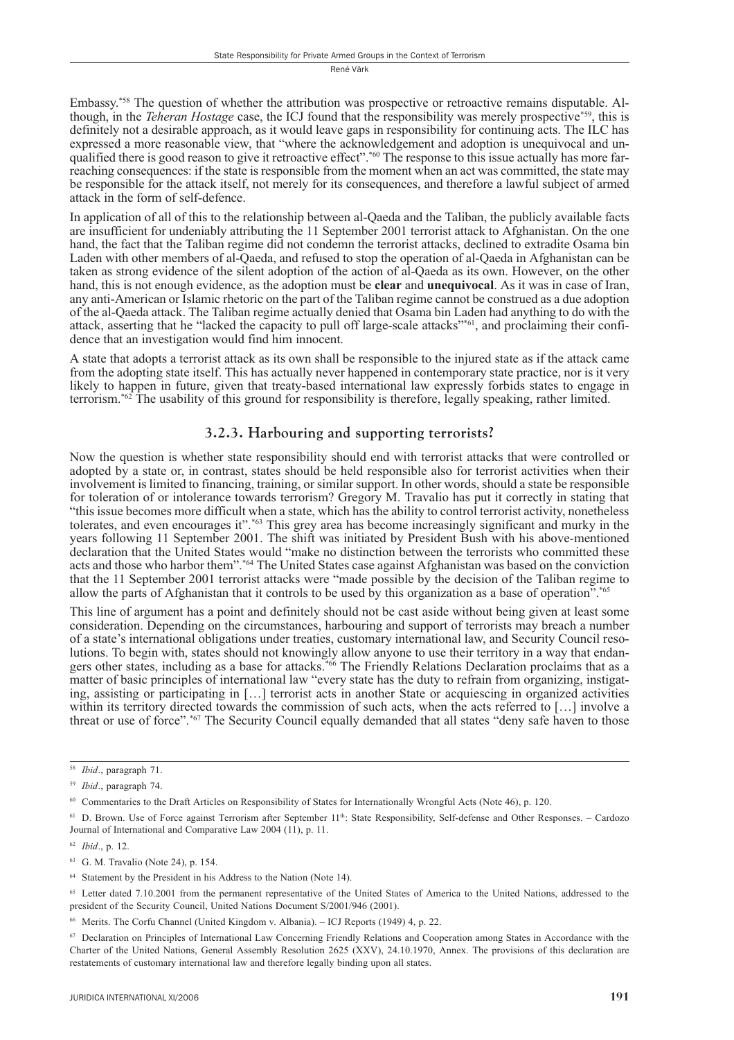Embassy.[58] The question of whether the attribution was prospective or retroactive remains disputable. Although, in the *Teheran Hostage* case, the ICJ found that the responsibility was merely prospective[59], this is definitely not a desirable approach, as it would leave gaps in responsibility for continuing acts. The ILC has expressed a more reasonable view, that "where the acknowledgement and adoption is unequivocal and unqualified there is good reason to give it retroactive effect".[60] The response to this issue actually has more far-reaching consequences: if the state is responsible from the moment when an act was committed, the state may be responsible for the attack itself, not merely for its consequences, and therefore a lawful subject of armed attack in the form of self-defence.

In application of all of this to the relationship between al-Qaeda and the Taliban, the publicly available facts are insufficient for undeniably attributing the 11 September 2001 terrorist attack to Afghanistan. On the one hand, the fact that the Taliban regime did not condemn the terrorist attacks, declined to extradite Osama bin Laden with other members of al-Qaeda, and refused to stop the operation of al-Qaeda in Afghanistan can be taken as strong evidence of the silent adoption of the action of al-Qaeda as its own. However, on the other hand, this is not enough evidence, as the adoption must be **clear** and **unequivocal**. As it was in case of Iran, any anti-American or Islamic rhetoric on the part of the Taliban regime cannot be construed as a due adoption of the al-Qaeda attack. The Taliban regime actually denied that Osama bin Laden had anything to do with the attack, asserting that he "lacked the capacity to pull off large-scale attacks"[61], and proclaiming their confidence that an investigation would find him innocent.

A state that adopts a terrorist attack as its own shall be responsible to the injured state as if the attack came from the adopting state itself. This has actually never happened in contemporary state practice, nor is it very likely to happen in future, given that treaty-based international law expressly forbids states to engage in terrorism.[62] The usability of this ground for responsibility is therefore, legally speaking, rather limited.

### 3.2.3. Harbouring and supporting terrorists?

Now the question is whether state responsibility should end with terrorist attacks that were controlled or adopted by a state or, in contrast, states should be held responsible also for terrorist activities when their involvement is limited to financing, training, or similar support. In other words, should a state be responsible for toleration of or intolerance towards terrorism? Gregory M. Travalio has put it correctly in stating that "this issue becomes more difficult when a state, which has the ability to control terrorist activity, nonetheless tolerates, and even encourages it".[63] This grey area has become increasingly significant and murky in the years following 11 September 2001. The shift was initiated by President Bush with his above-mentioned declaration that the United States would "make no distinction between the terrorists who committed these acts and those who harbor them".[64] The United States case against Afghanistan was based on the conviction that the 11 September 2001 terrorist attacks were "made possible by the decision of the Taliban regime to allow the parts of Afghanistan that it controls to be used by this organization as a base of operation".[65]

This line of argument has a point and definitely should not be cast aside without being given at least some consideration. Depending on the circumstances, harbouring and support of terrorists may breach a number of a state's international obligations under treaties, customary international law, and Security Council resolutions. To begin with, states should not knowingly allow anyone to use their territory in a way that endangers other states, including as a base for attacks.[66] The Friendly Relations Declaration proclaims that as a matter of basic principles of international law "every state has the duty to refrain from organizing, instigating, assisting or participating in […] terrorist acts in another State or acquiescing in organized activities within its territory directed towards the commission of such acts, when the acts referred to […] involve a threat or use of force".[67] The Security Council equally demanded that all states "deny safe haven to those

---

[58] *Ibid*., paragraph 71.

[59] *Ibid*., paragraph 74.

[60] Commentaries to the Draft Articles on Responsibility of States for Internationally Wrongful Acts (Note 46), p. 120.

[61] D. Brown. Use of Force against Terrorism after September 11th: State Responsibility, Self-defense and Other Responses. – Cardozo Journal of International and Comparative Law 2004 (11), p. 11.

[62] *Ibid*., p. 12.

[63] G. M. Travalio (Note 24), p. 154.

[64] Statement by the President in his Address to the Nation (Note 14).

[65] Letter dated 7.10.2001 from the permanent representative of the United States of America to the United Nations, addressed to the president of the Security Council, United Nations Document S/2001/946 (2001).

[66] Merits. The Corfu Channel (United Kingdom v. Albania). – ICJ Reports (1949) 4, p. 22.

[67] Declaration on Principles of International Law Concerning Friendly Relations and Cooperation among States in Accordance with the Charter of the United Nations, General Assembly Resolution 2625 (XXV), 24.10.1970, Annex. The provisions of this declaration are restatements of customary international law and therefore legally binding upon all states.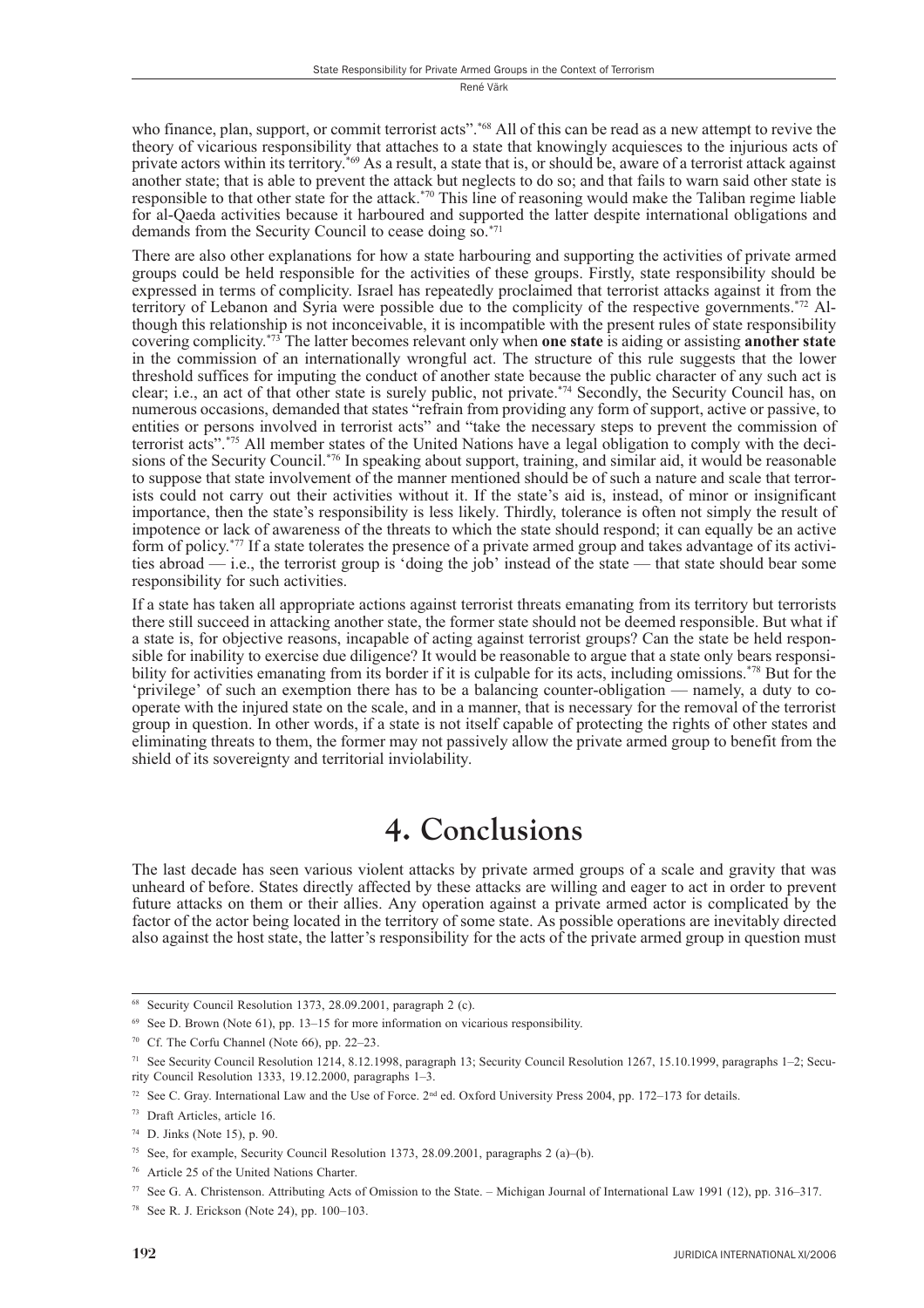who finance, plan, support, or commit terrorist acts".*[68] All of this can be read as a new attempt to revive the theory of vicarious responsibility that attaches to a state that knowingly acquiesces to the injurious acts of private actors within its territory.*[69] As a result, a state that is, or should be, aware of a terrorist attack against another state; that is able to prevent the attack but neglects to do so; and that fails to warn said other state is responsible to that other state for the attack.*[70] This line of reasoning would make the Taliban regime liable for al-Qaeda activities because it harboured and supported the latter despite international obligations and demands from the Security Council to cease doing so.*[71]

There are also other explanations for how a state harbouring and supporting the activities of private armed groups could be held responsible for the activities of these groups. Firstly, state responsibility should be expressed in terms of complicity. Israel has repeatedly proclaimed that terrorist attacks against it from the territory of Lebanon and Syria were possible due to the complicity of the respective governments.*[72] Although this relationship is not inconceivable, it is incompatible with the present rules of state responsibility covering complicity.*[73] The latter becomes relevant only when **one state** is aiding or assisting **another state** in the commission of an internationally wrongful act. The structure of this rule suggests that the lower threshold suffices for imputing the conduct of another state because the public character of any such act is clear; i.e., an act of that other state is surely public, not private.*[74] Secondly, the Security Council has, on numerous occasions, demanded that states "refrain from providing any form of support, active or passive, to entities or persons involved in terrorist acts" and "take the necessary steps to prevent the commission of terrorist acts".*[75] All member states of the United Nations have a legal obligation to comply with the decisions of the Security Council.*[76] In speaking about support, training, and similar aid, it would be reasonable to suppose that state involvement of the manner mentioned should be of such a nature and scale that terrorists could not carry out their activities without it. If the state's aid is, instead, of minor or insignificant importance, then the state's responsibility is less likely. Thirdly, tolerance is often not simply the result of impotence or lack of awareness of the threats to which the state should respond; it can equally be an active form of policy.*[77] If a state tolerates the presence of a private armed group and takes advantage of its activities abroad — i.e., the terrorist group is 'doing the job' instead of the state — that state should bear some responsibility for such activities.

If a state has taken all appropriate actions against terrorist threats emanating from its territory but terrorists there still succeed in attacking another state, the former state should not be deemed responsible. But what if a state is, for objective reasons, incapable of acting against terrorist groups? Can the state be held responsible for inability to exercise due diligence? It would be reasonable to argue that a state only bears responsibility for activities emanating from its border if it is culpable for its acts, including omissions.*[78] But for the 'privilege' of such an exemption there has to be a balancing counter-obligation — namely, a duty to cooperate with the injured state on the scale, and in a manner, that is necessary for the removal of the terrorist group in question. In other words, if a state is not itself capable of protecting the rights of other states and eliminating threats to them, the former may not passively allow the private armed group to benefit from the shield of its sovereignty and territorial inviolability.

# 4. Conclusions

The last decade has seen various violent attacks by private armed groups of a scale and gravity that was unheard of before. States directly affected by these attacks are willing and eager to act in order to prevent future attacks on them or their allies. Any operation against a private armed actor is complicated by the factor of the actor being located in the territory of some state. As possible operations are inevitably directed also against the host state, the latter's responsibility for the acts of the private armed group in question must

---

[68] Security Council Resolution 1373, 28.09.2001, paragraph 2 (c).

[69] See D. Brown (Note 61), pp. 13–15 for more information on vicarious responsibility.

[70] Cf. The Corfu Channel (Note 66), pp. 22–23.

[71] See Security Council Resolution 1214, 8.12.1998, paragraph 13; Security Council Resolution 1267, 15.10.1999, paragraphs 1–2; Security Council Resolution 1333, 19.12.2000, paragraphs 1–3.

[72] See C. Gray. International Law and the Use of Force. 2nd ed. Oxford University Press 2004, pp. 172–173 for details.

[73] Draft Articles, article 16.

[74] D. Jinks (Note 15), p. 90.

[75] See, for example, Security Council Resolution 1373, 28.09.2001, paragraphs 2 (a)–(b).

[76] Article 25 of the United Nations Charter.

[77] See G. A. Christenson. Attributing Acts of Omission to the State. – Michigan Journal of International Law 1991 (12), pp. 316–317.

[78] See R. J. Erickson (Note 24), pp. 100–103.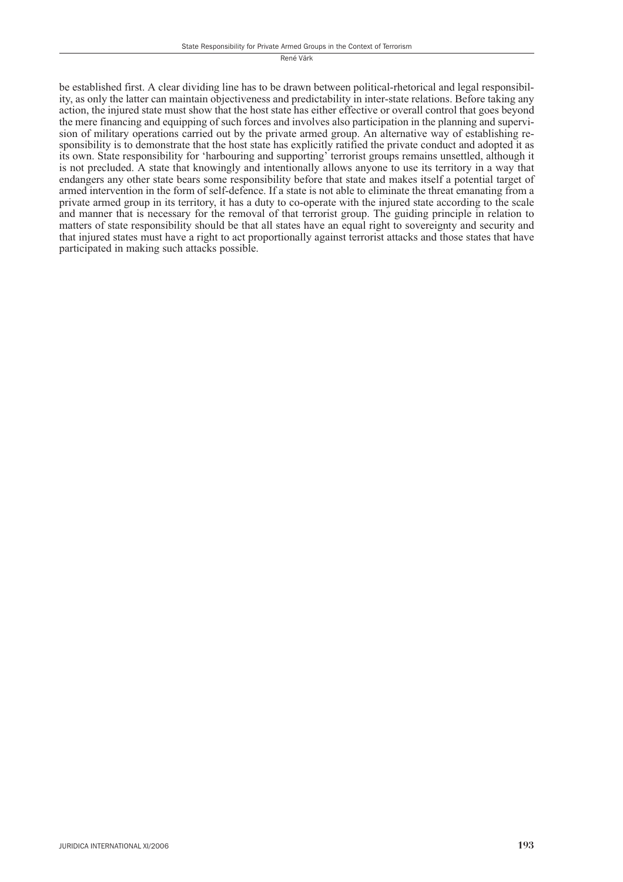be established first. A clear dividing line has to be drawn between political-rhetorical and legal responsibility, as only the latter can maintain objectiveness and predictability in inter-state relations. Before taking any action, the injured state must show that the host state has either effective or overall control that goes beyond the mere financing and equipping of such forces and involves also participation in the planning and supervision of military operations carried out by the private armed group. An alternative way of establishing responsibility is to demonstrate that the host state has explicitly ratified the private conduct and adopted it as its own. State responsibility for 'harbouring and supporting' terrorist groups remains unsettled, although it is not precluded. A state that knowingly and intentionally allows anyone to use its territory in a way that endangers any other state bears some responsibility before that state and makes itself a potential target of armed intervention in the form of self-defence. If a state is not able to eliminate the threat emanating from a private armed group in its territory, it has a duty to co-operate with the injured state according to the scale and manner that is necessary for the removal of that terrorist group. The guiding principle in relation to matters of state responsibility should be that all states have an equal right to sovereignty and security and that injured states must have a right to act proportionally against terrorist attacks and those states that have participated in making such attacks possible.